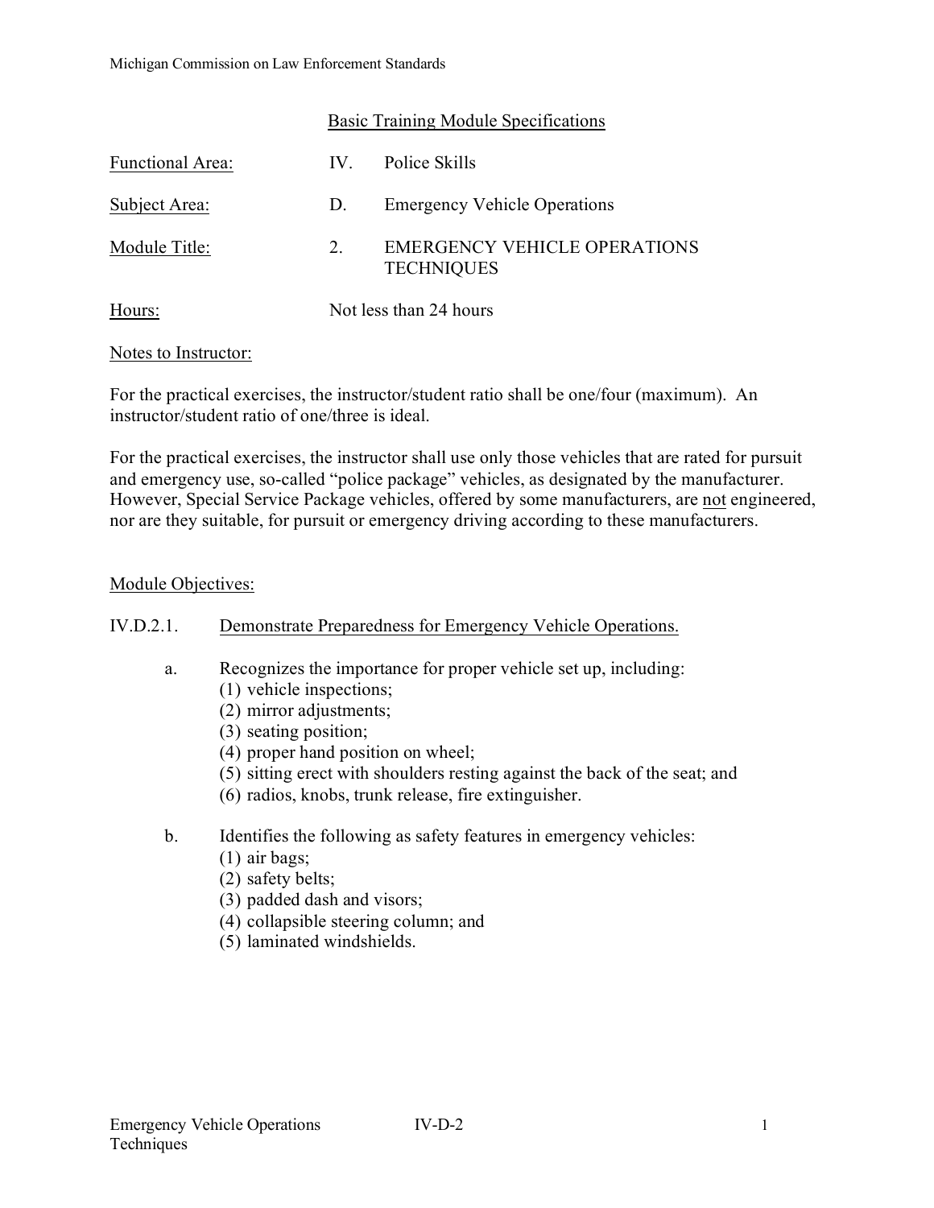Michigan Commission on Law Enforcement Standards

## Basic Training Module Specifications

Functional Area: IV. Police Skills

Subject Area: D. Emergency Vehicle Operations

Module Title: 2. EMERGENCY VEHICLE OPERATIONS TECHNIQUES

Hours: Not less than 24 hours

Notes to Instructor:

For the practical exercises, the instructor/student ratio shall be one/four (maximum). An instructor/student ratio of one/three is ideal.

For the practical exercises, the instructor shall use only those vehicles that are rated for pursuit and emergency use, so-called "police package" vehicles, as designated by the manufacturer. However, Special Service Package vehicles, offered by some manufacturers, are not engineered, nor are they suitable, for pursuit or emergency driving according to these manufacturers.

Module Objectives:

IV.D.2.1. Demonstrate Preparedness for Emergency Vehicle Operations.

a. Recognizes the importance for proper vehicle set up, including:
   (1) vehicle inspections;
   (2) mirror adjustments;
   (3) seating position;
   (4) proper hand position on wheel;
   (5) sitting erect with shoulders resting against the back of the seat; and
   (6) radios, knobs, trunk release, fire extinguisher.

b. Identifies the following as safety features in emergency vehicles:
   (1) air bags;
   (2) safety belts;
   (3) padded dash and visors;
   (4) collapsible steering column; and
   (5) laminated windshields.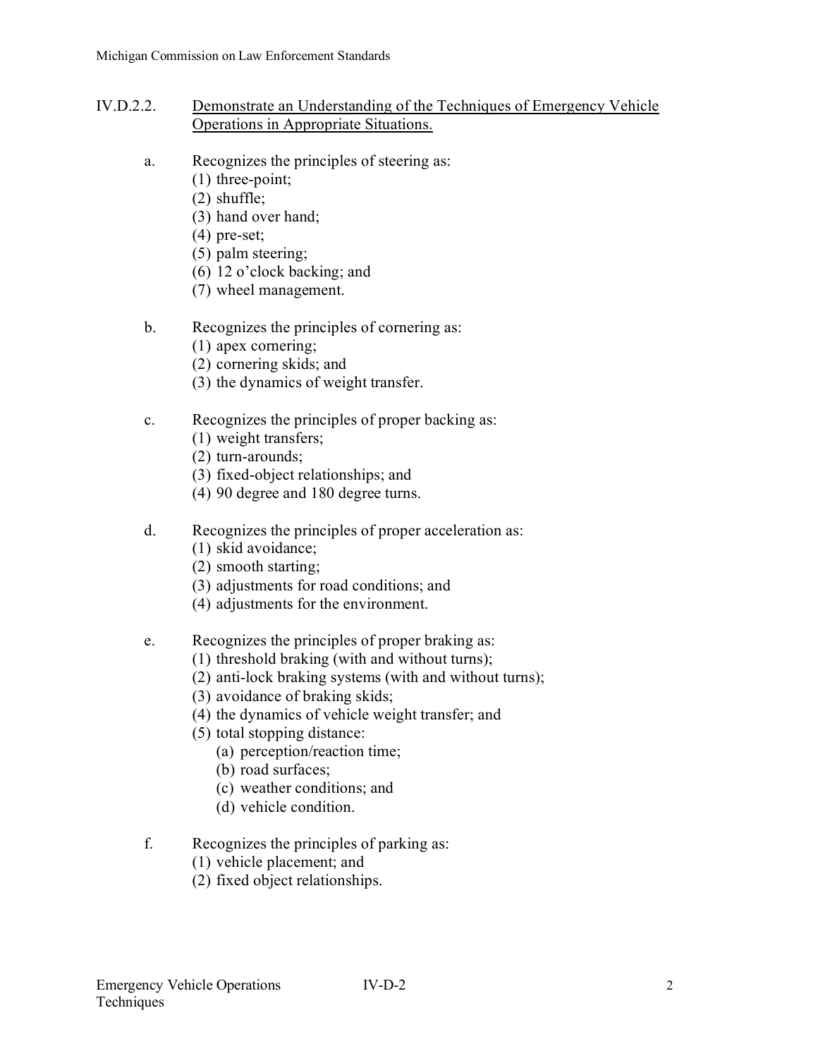## IV.D.2.2. Demonstrate an Understanding of the Techniques of Emergency Vehicle Operations in Appropriate Situations.

a. Recognizes the principles of steering as:
   (1) three-point;
   (2) shuffle;
   (3) hand over hand;
   (4) pre-set;
   (5) palm steering;
   (6) 12 o'clock backing; and
   (7) wheel management.

b. Recognizes the principles of cornering as:
   (1) apex cornering;
   (2) cornering skids; and
   (3) the dynamics of weight transfer.

c. Recognizes the principles of proper backing as:
   (1) weight transfers;
   (2) turn-arounds;
   (3) fixed-object relationships; and
   (4) 90 degree and 180 degree turns.

d. Recognizes the principles of proper acceleration as:
   (1) skid avoidance;
   (2) smooth starting;
   (3) adjustments for road conditions; and
   (4) adjustments for the environment.

e. Recognizes the principles of proper braking as:
   (1) threshold braking (with and without turns);
   (2) anti-lock braking systems (with and without turns);
   (3) avoidance of braking skids;
   (4) the dynamics of vehicle weight transfer; and
   (5) total stopping distance:
      (a) perception/reaction time;
      (b) road surfaces;
      (c) weather conditions; and
      (d) vehicle condition.

f. Recognizes the principles of parking as:
   (1) vehicle placement; and
   (2) fixed object relationships.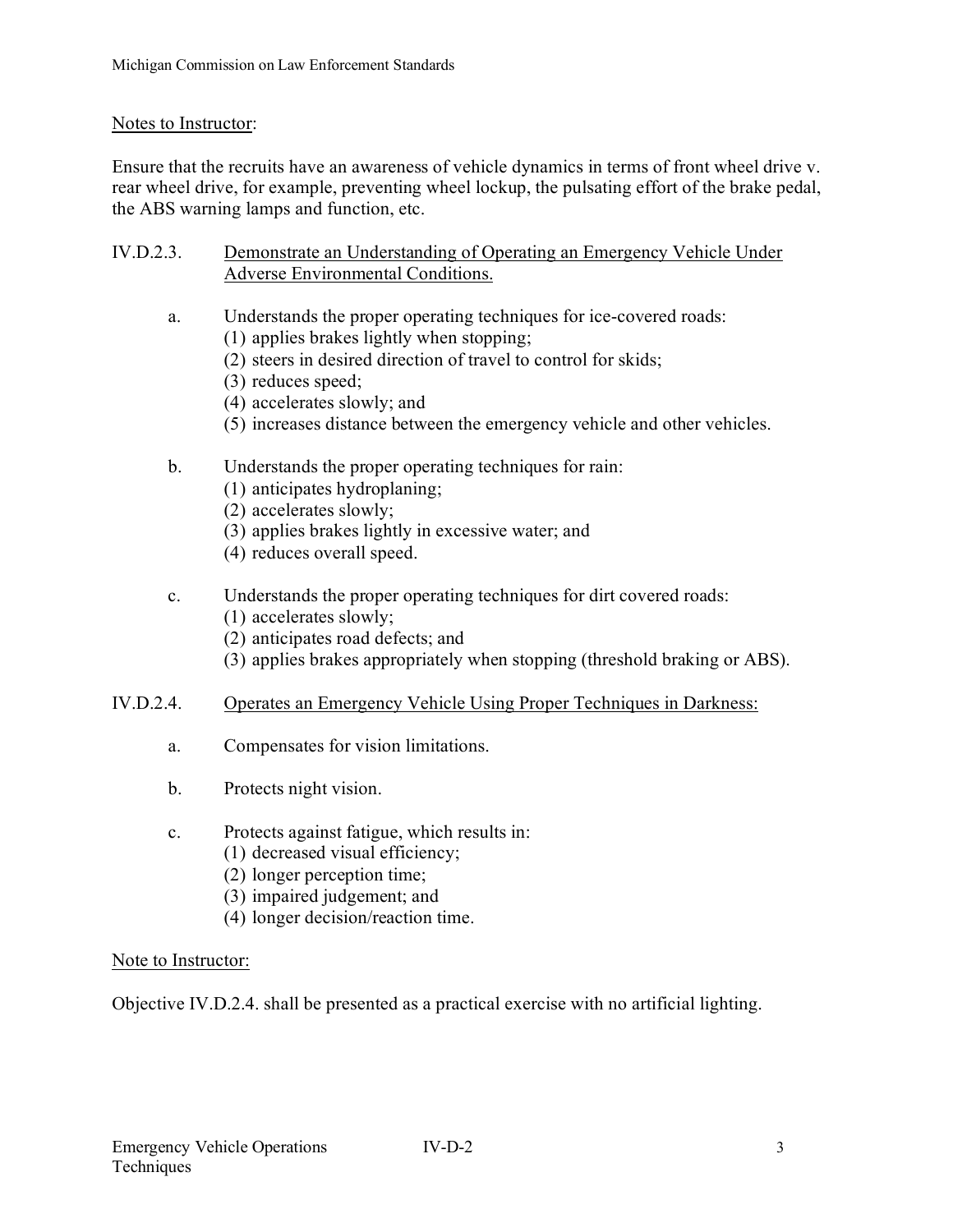Notes to Instructor:

Ensure that the recruits have an awareness of vehicle dynamics in terms of front wheel drive v. rear wheel drive, for example, preventing wheel lockup, the pulsating effort of the brake pedal, the ABS warning lamps and function, etc.

IV.D.2.3. Demonstrate an Understanding of Operating an Emergency Vehicle Under Adverse Environmental Conditions.

a. Understands the proper operating techniques for ice-covered roads:
   (1) applies brakes lightly when stopping;
   (2) steers in desired direction of travel to control for skids;
   (3) reduces speed;
   (4) accelerates slowly; and
   (5) increases distance between the emergency vehicle and other vehicles.

b. Understands the proper operating techniques for rain:
   (1) anticipates hydroplaning;
   (2) accelerates slowly;
   (3) applies brakes lightly in excessive water; and
   (4) reduces overall speed.

c. Understands the proper operating techniques for dirt covered roads:
   (1) accelerates slowly;
   (2) anticipates road defects; and
   (3) applies brakes appropriately when stopping (threshold braking or ABS).

IV.D.2.4. Operates an Emergency Vehicle Using Proper Techniques in Darkness:

a. Compensates for vision limitations.

b. Protects night vision.

c. Protects against fatigue, which results in:
   (1) decreased visual efficiency;
   (2) longer perception time;
   (3) impaired judgement; and
   (4) longer decision/reaction time.

Note to Instructor:

Objective IV.D.2.4. shall be presented as a practical exercise with no artificial lighting.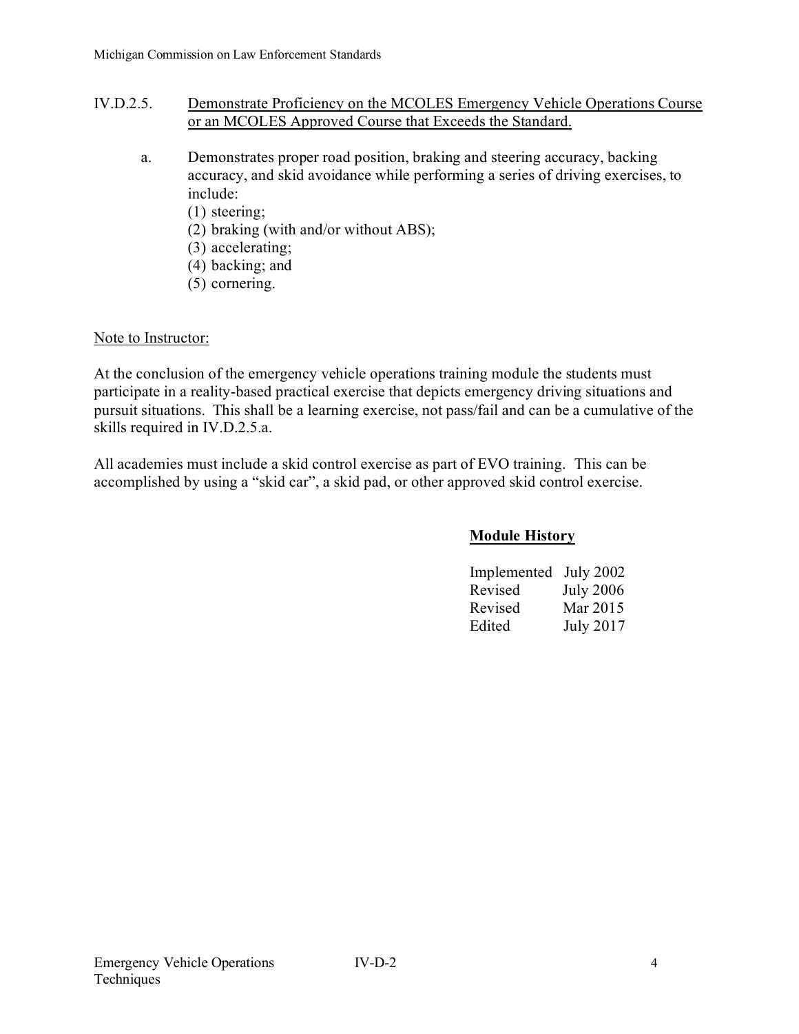IV.D.2.5. <u>Demonstrate Proficiency on the MCOLES Emergency Vehicle Operations Course or an MCOLES Approved Course that Exceeds the Standard.</u>

a. Demonstrates proper road position, braking and steering accuracy, backing accuracy, and skid avoidance while performing a series of driving exercises, to include:
   (1) steering;
   (2) braking (with and/or without ABS);
   (3) accelerating;
   (4) backing; and
   (5) cornering.

<u>Note to Instructor:</u>

At the conclusion of the emergency vehicle operations training module the students must participate in a reality-based practical exercise that depicts emergency driving situations and pursuit situations. This shall be a learning exercise, not pass/fail and can be a cumulative of the skills required in IV.D.2.5.a.

All academies must include a skid control exercise as part of EVO training. This can be accomplished by using a "skid car", a skid pad, or other approved skid control exercise.

**<u>Module History</u>**

| | |
|---|---|
| Implemented | July 2002 |
| Revised | July 2006 |
| Revised | Mar 2015 |
| Edited | July 2017 |